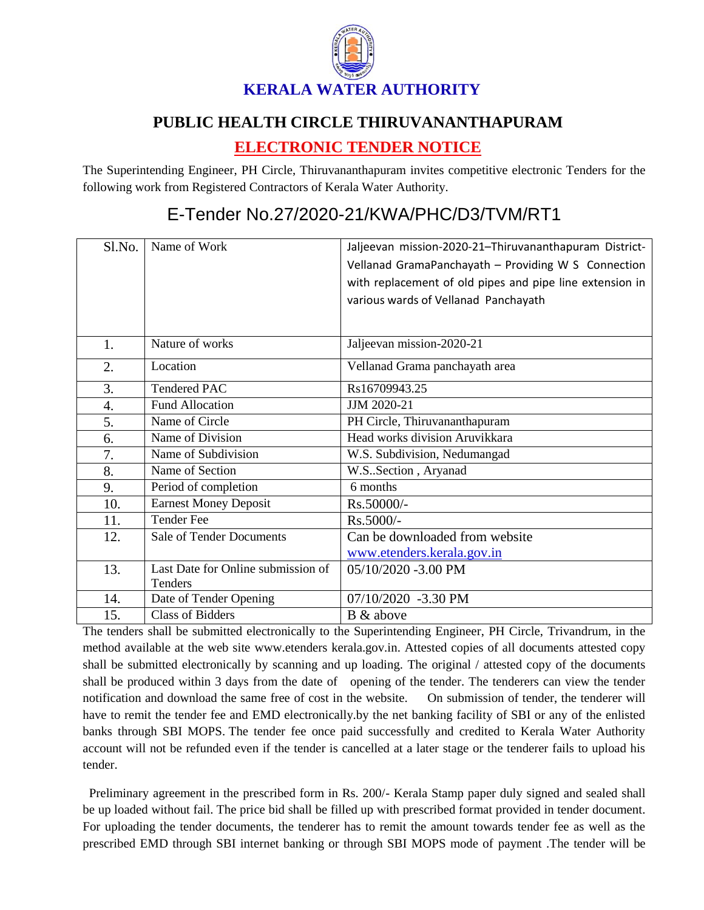# KERALA WATER AUTHORITY

## PUBLIC HEALTH CIRCLE THIRUVANANTHAPURAM

## ELECTRONIC TENDER NOTICE

The Superintending Engineer, PH Circle, Thiruvananthapuram invites competitive electronic Tenders for the following work from Registered Contractors of Kerala Water Authority.

## E-Tender No.27/2020-21/KWA/PHC/D3/TVM/RT1

| Sl.No. | Name of Work | Jaljeevan mission-2020-21–Thiruvananthapuram District-Vellanad GramaPanchayath – Providing W S Connection with replacement of old pipes and pipe line extension in various wards of Vellanad Panchayath |
|---|---|---|
| 1. | Nature of works | Jaljeevan mission-2020-21 |
| 2. | Location | Vellanad Grama panchayath area |
| 3. | Tendered PAC | Rs16709943.25 |
| 4. | Fund Allocation | JJM 2020-21 |
| 5. | Name of Circle | PH Circle, Thiruvananthapuram |
| 6. | Name of Division | Head works division Aruvikkara |
| 7. | Name of Subdivision | W.S. Subdivision, Nedumangad |
| 8. | Name of Section | W.S..Section , Aryanad |
| 9. | Period of completion | 6 months |
| 10. | Earnest Money Deposit | Rs.50000/- |
| 11. | Tender Fee | Rs.5000/- |
| 12. | Sale of Tender Documents | Can be downloaded from website www.etenders.kerala.gov.in |
| 13. | Last Date for Online submission of Tenders | 05/10/2020 -3.00 PM |
| 14. | Date of Tender Opening | 07/10/2020 -3.30 PM |
| 15. | Class of Bidders | B & above |

The tenders shall be submitted electronically to the Superintending Engineer, PH Circle, Trivandrum, in the method available at the web site www.etenders kerala.gov.in. Attested copies of all documents attested copy shall be submitted electronically by scanning and up loading. The original / attested copy of the documents shall be produced within 3 days from the date of opening of the tender. The tenderers can view the tender notification and download the same free of cost in the website. On submission of tender, the tenderer will have to remit the tender fee and EMD electronically.by the net banking facility of SBI or any of the enlisted banks through SBI MOPS. The tender fee once paid successfully and credited to Kerala Water Authority account will not be refunded even if the tender is cancelled at a later stage or the tenderer fails to upload his tender.

Preliminary agreement in the prescribed form in Rs. 200/- Kerala Stamp paper duly signed and sealed shall be up loaded without fail. The price bid shall be filled up with prescribed format provided in tender document. For uploading the tender documents, the tenderer has to remit the amount towards tender fee as well as the prescribed EMD through SBI internet banking or through SBI MOPS mode of payment .The tender will be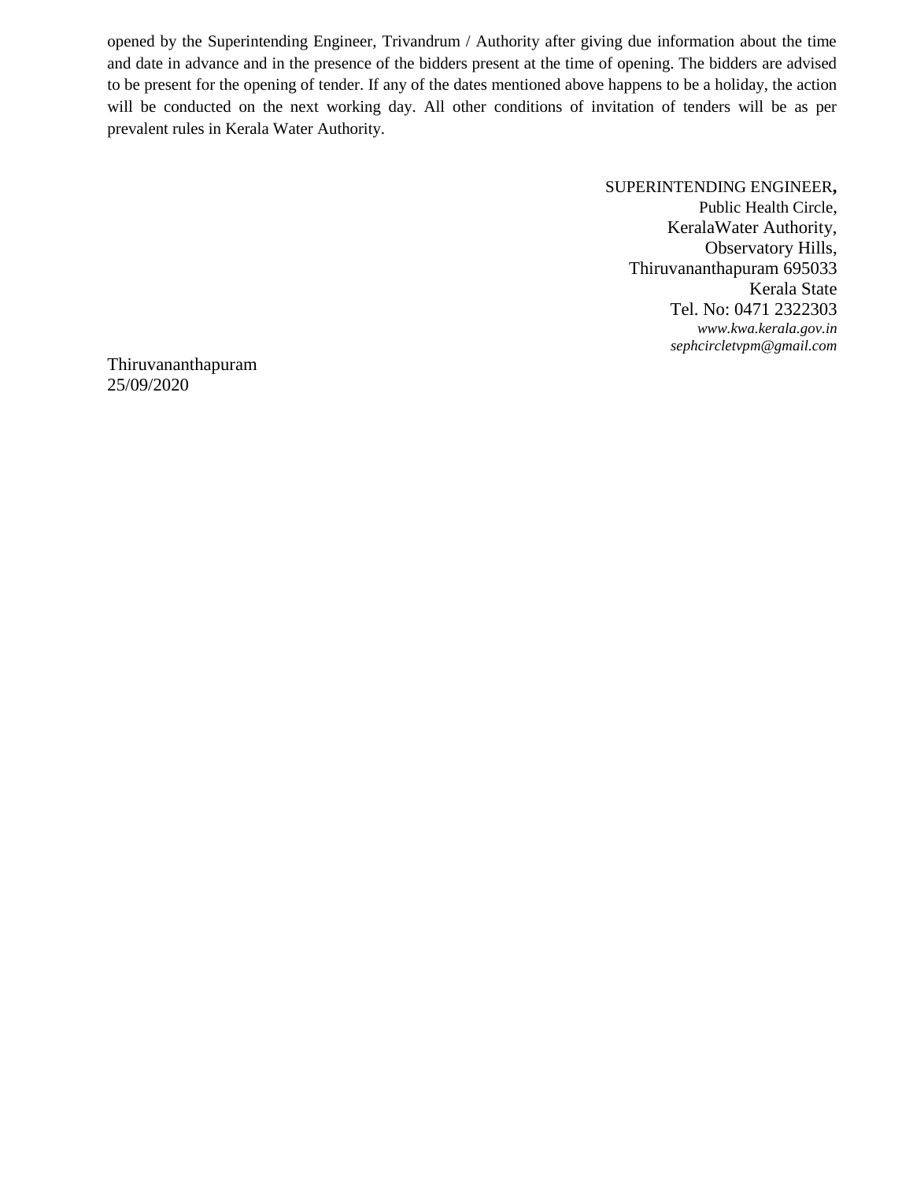opened by the Superintending Engineer, Trivandrum / Authority after giving due information about the time and date in advance and in the presence of the bidders present at the time of opening. The bidders are advised to be present for the opening of tender. If any of the dates mentioned above happens to be a holiday, the action will be conducted on the next working day. All other conditions of invitation of tenders will be as per prevalent rules in Kerala Water Authority.

SUPERINTENDING ENGINEER,
Public Health Circle,
KeralaWater Authority,
Observatory Hills,
Thiruvananthapuram 695033
Kerala State
Tel. No: 0471 2322303
*www.kwa.kerala.gov.in*
*sephcircletvpm@gmail.com*

Thiruvananthapuram
25/09/2020